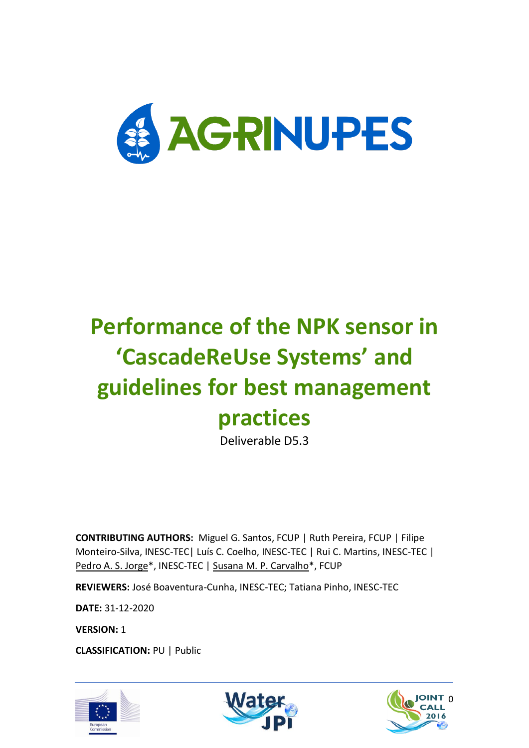# Performance of the NPK sensor in 'CascadeReUse Systems' and guidelines for best management practices

Deliverable D5.3

**CONTRIBUTING AUTHORS:** Miguel G. Santos, FCUP | Ruth Pereira, FCUP | Filipe Monteiro-Silva, INESC-TEC| Luís C. Coelho, INESC-TEC | Rui C. Martins, INESC-TEC | Pedro A. S. Jorge*, INESC-TEC | Susana M. P. Carvalho*, FCUP

**REVIEWERS:** José Boaventura-Cunha, INESC-TEC; Tatiana Pinho, INESC-TEC

**DATE:** 31-12-2020

**VERSION:** 1

**CLASSIFICATION:** PU | Public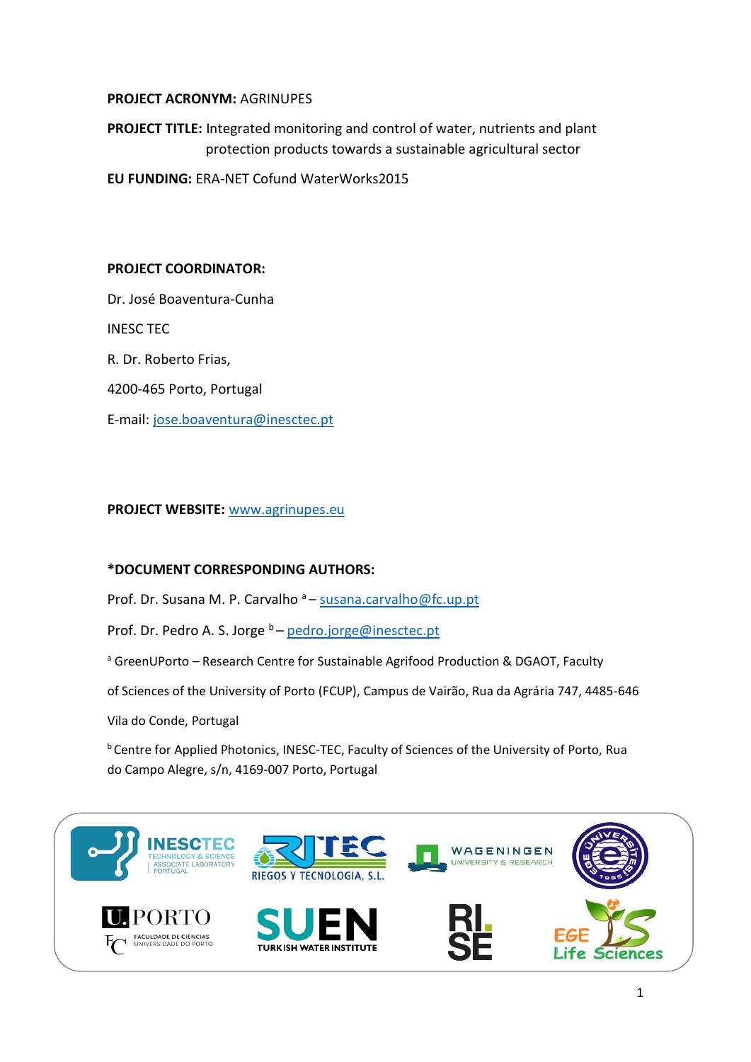**PROJECT ACRONYM:** AGRINUPES

**PROJECT TITLE:** Integrated monitoring and control of water, nutrients and plant protection products towards a sustainable agricultural sector

**EU FUNDING:** ERA-NET Cofund WaterWorks2015

**PROJECT COORDINATOR:**

Dr. José Boaventura-Cunha

INESC TEC

R. Dr. Roberto Frias,

4200-465 Porto, Portugal

E-mail: jose.boaventura@inesctec.pt

**PROJECT WEBSITE:** www.agrinupes.eu

**\*DOCUMENT CORRESPONDING AUTHORS:**

Prof. Dr. Susana M. P. Carvalho [a] – susana.carvalho@fc.up.pt

Prof. Dr. Pedro A. S. Jorge [b] – pedro.jorge@inesctec.pt

[a] GreenUPorto – Research Centre for Sustainable Agrifood Production & DGAOT, Faculty of Sciences of the University of Porto (FCUP), Campus de Vairão, Rua da Agrária 747, 4485-646 Vila do Conde, Portugal

[b] Centre for Applied Photonics, INESC-TEC, Faculty of Sciences of the University of Porto, Rua do Campo Alegre, s/n, 4169-007 Porto, Portugal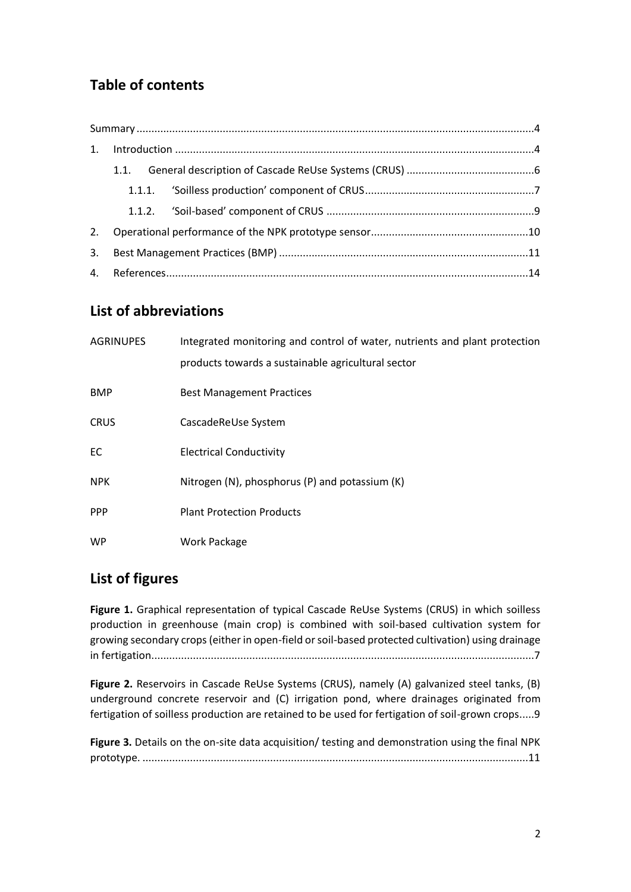## Table of contents

Summary ....................................................................................................................................4

1. Introduction .......................................................................................................................4
   - 1.1. General description of Cascade ReUse Systems (CRUS) ...........................................6
     - 1.1.1. 'Soilless production' component of CRUS........................................................7
     - 1.1.2. 'Soil-based' component of CRUS .....................................................................9
2. Operational performance of the NPK prototype sensor....................................................10
3. Best Management Practices (BMP) ...................................................................................11
4. References........................................................................................................................14

## List of abbreviations

| | |
|---|---|
| AGRINUPES | Integrated monitoring and control of water, nutrients and plant protection products towards a sustainable agricultural sector |
| BMP | Best Management Practices |
| CRUS | CascadeReUse System |
| EC | Electrical Conductivity |
| NPK | Nitrogen (N), phosphorus (P) and potassium (K) |
| PPP | Plant Protection Products |
| WP | Work Package |

## List of figures

**Figure 1.** Graphical representation of typical Cascade ReUse Systems (CRUS) in which soilless production in greenhouse (main crop) is combined with soil-based cultivation system for growing secondary crops (either in open-field or soil-based protected cultivation) using drainage in fertigation..............................................................................................................................7

**Figure 2.** Reservoirs in Cascade ReUse Systems (CRUS), namely (A) galvanized steel tanks, (B) underground concrete reservoir and (C) irrigation pond, where drainages originated from fertigation of soilless production are retained to be used for fertigation of soil-grown crops.....9

**Figure 3.** Details on the on-site data acquisition/ testing and demonstration using the final NPK prototype. ...............................................................................................................................11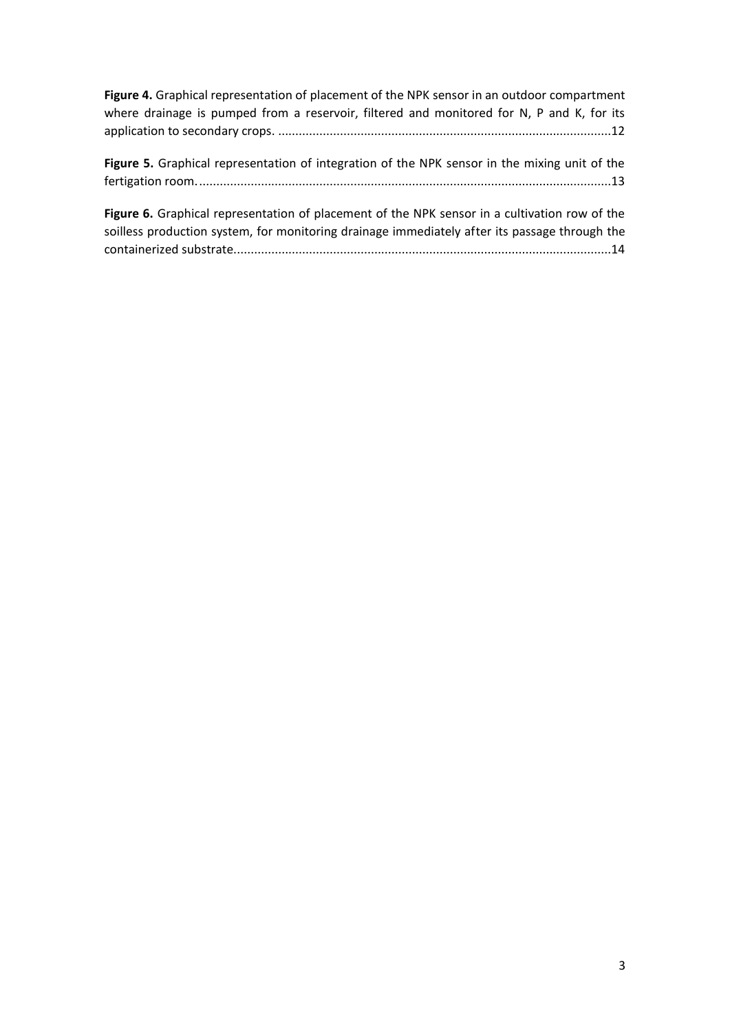**Figure 4.** Graphical representation of placement of the NPK sensor in an outdoor compartment where drainage is pumped from a reservoir, filtered and monitored for N, P and K, for its application to secondary crops. ................................................................................................12

**Figure 5.** Graphical representation of integration of the NPK sensor in the mixing unit of the fertigation room. ......................................................................................................................13

**Figure 6.** Graphical representation of placement of the NPK sensor in a cultivation row of the soilless production system, for monitoring drainage immediately after its passage through the containerized substrate. ...........................................................................................................14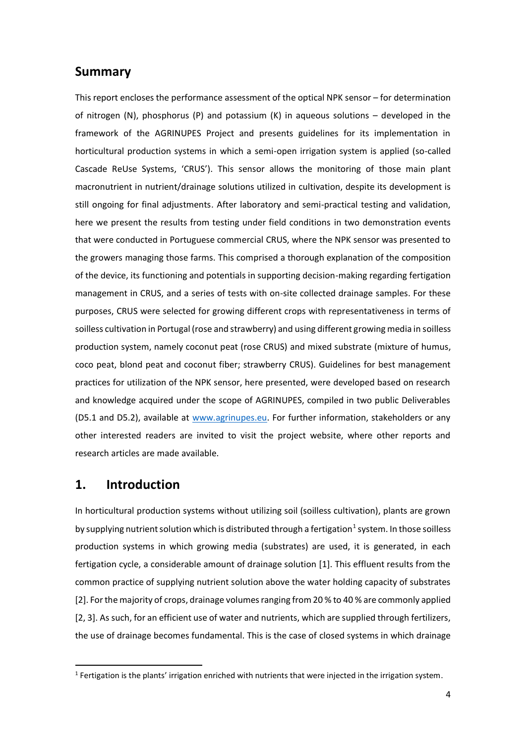## Summary

This report encloses the performance assessment of the optical NPK sensor – for determination of nitrogen (N), phosphorus (P) and potassium (K) in aqueous solutions – developed in the framework of the AGRINUPES Project and presents guidelines for its implementation in horticultural production systems in which a semi-open irrigation system is applied (so-called Cascade ReUse Systems, 'CRUS'). This sensor allows the monitoring of those main plant macronutrient in nutrient/drainage solutions utilized in cultivation, despite its development is still ongoing for final adjustments. After laboratory and semi-practical testing and validation, here we present the results from testing under field conditions in two demonstration events that were conducted in Portuguese commercial CRUS, where the NPK sensor was presented to the growers managing those farms. This comprised a thorough explanation of the composition of the device, its functioning and potentials in supporting decision-making regarding fertigation management in CRUS, and a series of tests with on-site collected drainage samples. For these purposes, CRUS were selected for growing different crops with representativeness in terms of soilless cultivation in Portugal (rose and strawberry) and using different growing media in soilless production system, namely coconut peat (rose CRUS) and mixed substrate (mixture of humus, coco peat, blond peat and coconut fiber; strawberry CRUS). Guidelines for best management practices for utilization of the NPK sensor, here presented, were developed based on research and knowledge acquired under the scope of AGRINUPES, compiled in two public Deliverables (D5.1 and D5.2), available at www.agrinupes.eu. For further information, stakeholders or any other interested readers are invited to visit the project website, where other reports and research articles are made available.

## 1. Introduction

In horticultural production systems without utilizing soil (soilless cultivation), plants are grown by supplying nutrient solution which is distributed through a fertigation[1] system. In those soilless production systems in which growing media (substrates) are used, it is generated, in each fertigation cycle, a considerable amount of drainage solution [1]. This effluent results from the common practice of supplying nutrient solution above the water holding capacity of substrates [2]. For the majority of crops, drainage volumes ranging from 20 % to 40 % are commonly applied [2, 3]. As such, for an efficient use of water and nutrients, which are supplied through fertilizers, the use of drainage becomes fundamental. This is the case of closed systems in which drainage

[1] Fertigation is the plants' irrigation enriched with nutrients that were injected in the irrigation system.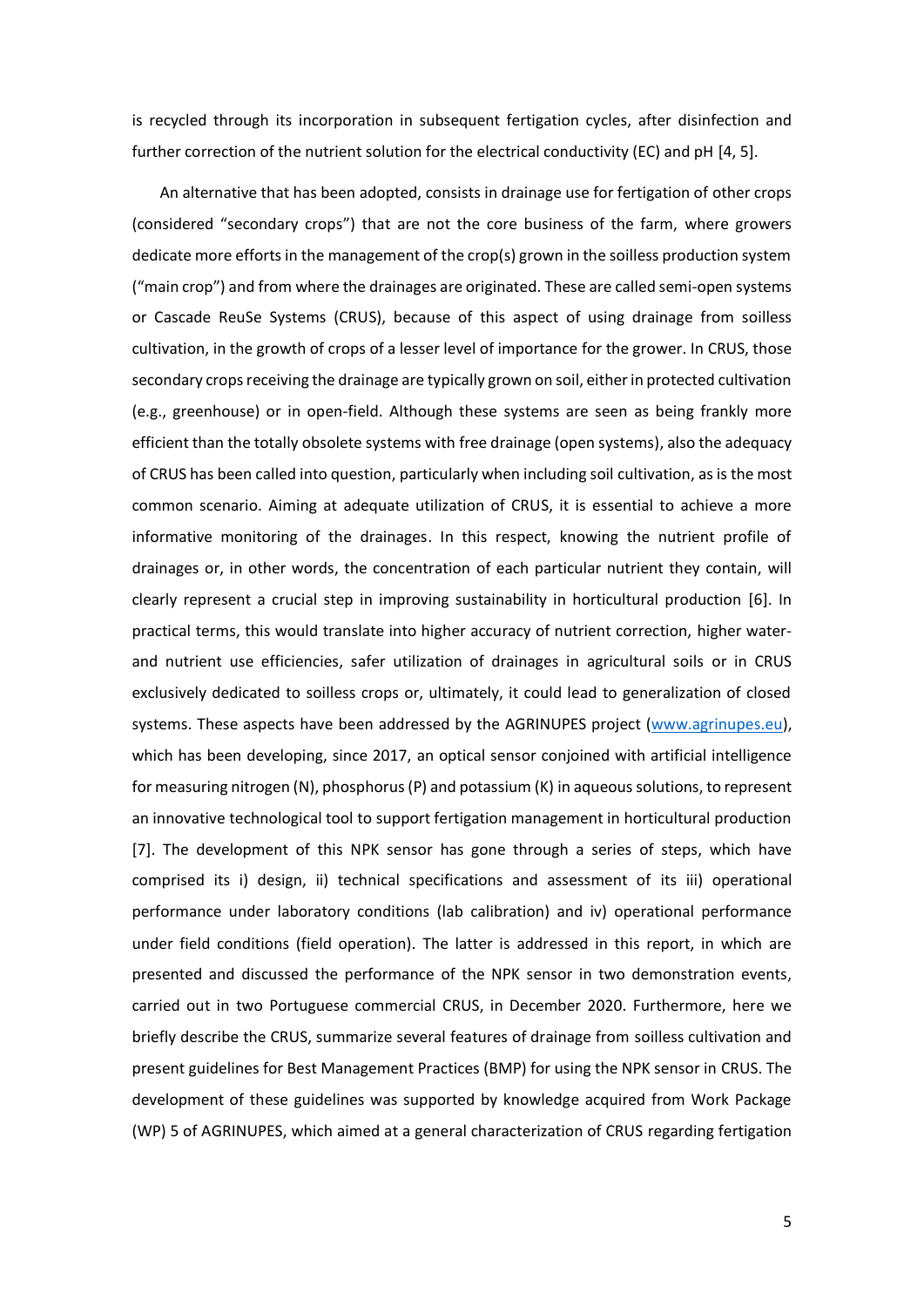is recycled through its incorporation in subsequent fertigation cycles, after disinfection and further correction of the nutrient solution for the electrical conductivity (EC) and pH [4, 5].

An alternative that has been adopted, consists in drainage use for fertigation of other crops (considered "secondary crops") that are not the core business of the farm, where growers dedicate more efforts in the management of the crop(s) grown in the soilless production system ("main crop") and from where the drainages are originated. These are called semi-open systems or Cascade ReuSe Systems (CRUS), because of this aspect of using drainage from soilless cultivation, in the growth of crops of a lesser level of importance for the grower. In CRUS, those secondary crops receiving the drainage are typically grown on soil, either in protected cultivation (e.g., greenhouse) or in open-field. Although these systems are seen as being frankly more efficient than the totally obsolete systems with free drainage (open systems), also the adequacy of CRUS has been called into question, particularly when including soil cultivation, as is the most common scenario. Aiming at adequate utilization of CRUS, it is essential to achieve a more informative monitoring of the drainages. In this respect, knowing the nutrient profile of drainages or, in other words, the concentration of each particular nutrient they contain, will clearly represent a crucial step in improving sustainability in horticultural production [6]. In practical terms, this would translate into higher accuracy of nutrient correction, higher water- and nutrient use efficiencies, safer utilization of drainages in agricultural soils or in CRUS exclusively dedicated to soilless crops or, ultimately, it could lead to generalization of closed systems. These aspects have been addressed by the AGRINUPES project ([www.agrinupes.eu](www.agrinupes.eu)), which has been developing, since 2017, an optical sensor conjoined with artificial intelligence for measuring nitrogen (N), phosphorus (P) and potassium (K) in aqueous solutions, to represent an innovative technological tool to support fertigation management in horticultural production [7]. The development of this NPK sensor has gone through a series of steps, which have comprised its i) design, ii) technical specifications and assessment of its iii) operational performance under laboratory conditions (lab calibration) and iv) operational performance under field conditions (field operation). The latter is addressed in this report, in which are presented and discussed the performance of the NPK sensor in two demonstration events, carried out in two Portuguese commercial CRUS, in December 2020. Furthermore, here we briefly describe the CRUS, summarize several features of drainage from soilless cultivation and present guidelines for Best Management Practices (BMP) for using the NPK sensor in CRUS. The development of these guidelines was supported by knowledge acquired from Work Package (WP) 5 of AGRINUPES, which aimed at a general characterization of CRUS regarding fertigation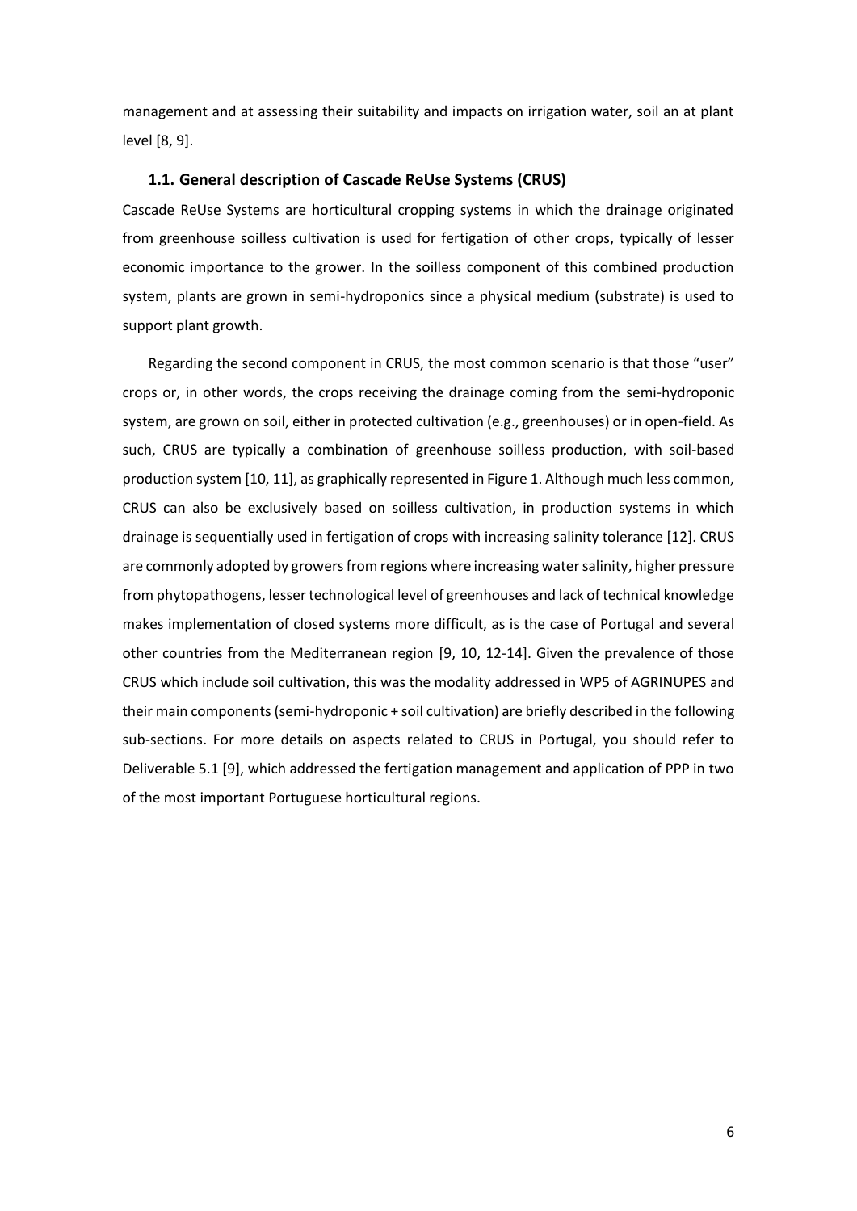management and at assessing their suitability and impacts on irrigation water, soil an at plant level [8, 9].

### 1.1. General description of Cascade ReUse Systems (CRUS)

Cascade ReUse Systems are horticultural cropping systems in which the drainage originated from greenhouse soilless cultivation is used for fertigation of other crops, typically of lesser economic importance to the grower. In the soilless component of this combined production system, plants are grown in semi-hydroponics since a physical medium (substrate) is used to support plant growth.

Regarding the second component in CRUS, the most common scenario is that those "user" crops or, in other words, the crops receiving the drainage coming from the semi-hydroponic system, are grown on soil, either in protected cultivation (e.g., greenhouses) or in open-field. As such, CRUS are typically a combination of greenhouse soilless production, with soil-based production system [10, 11], as graphically represented in Figure 1. Although much less common, CRUS can also be exclusively based on soilless cultivation, in production systems in which drainage is sequentially used in fertigation of crops with increasing salinity tolerance [12]. CRUS are commonly adopted by growers from regions where increasing water salinity, higher pressure from phytopathogens, lesser technological level of greenhouses and lack of technical knowledge makes implementation of closed systems more difficult, as is the case of Portugal and several other countries from the Mediterranean region [9, 10, 12-14]. Given the prevalence of those CRUS which include soil cultivation, this was the modality addressed in WP5 of AGRINUPES and their main components (semi-hydroponic + soil cultivation) are briefly described in the following sub-sections. For more details on aspects related to CRUS in Portugal, you should refer to Deliverable 5.1 [9], which addressed the fertigation management and application of PPP in two of the most important Portuguese horticultural regions.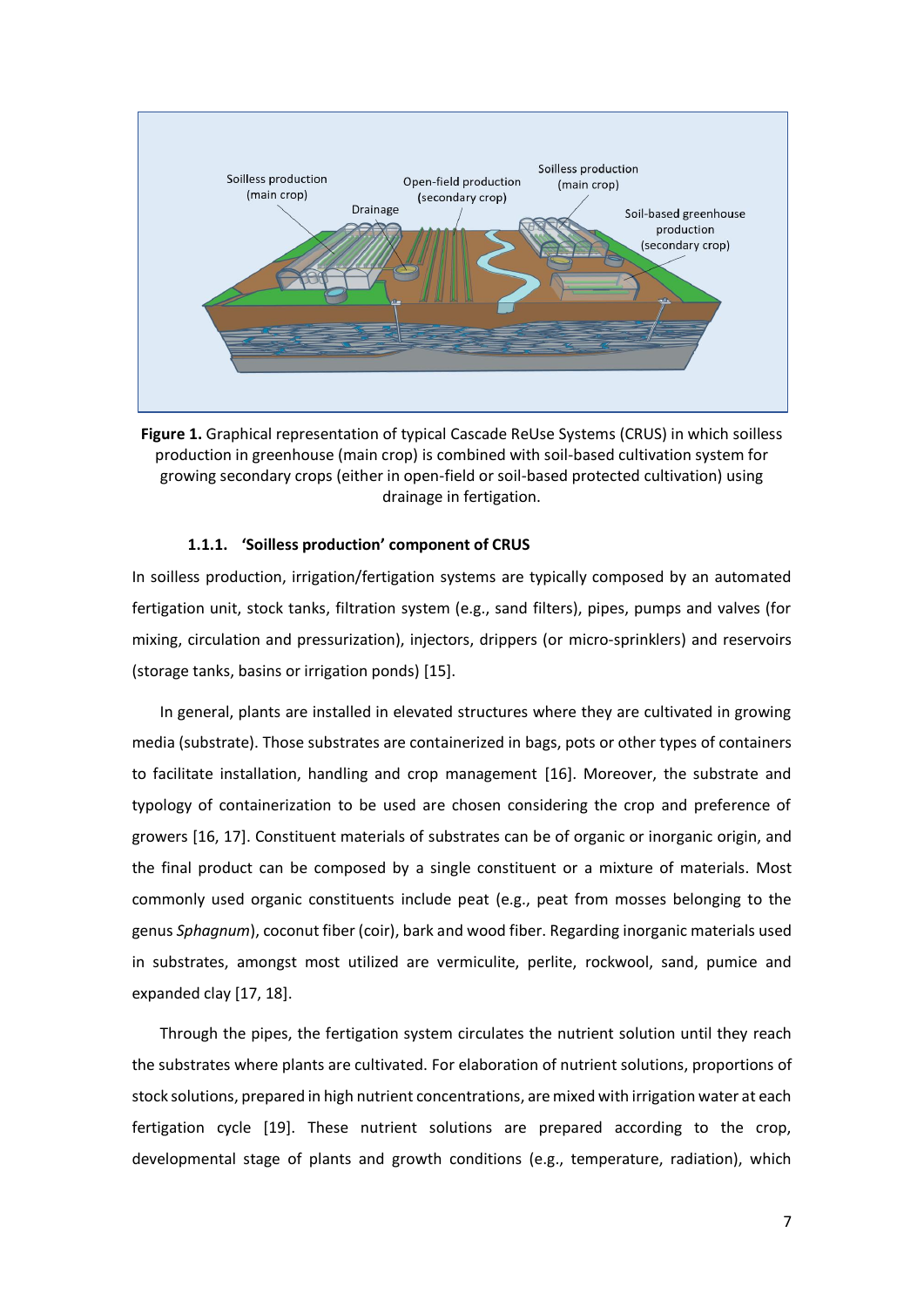**Figure 1.** Graphical representation of typical Cascade ReUse Systems (CRUS) in which soilless production in greenhouse (main crop) is combined with soil-based cultivation system for growing secondary crops (either in open-field or soil-based protected cultivation) using drainage in fertigation.

#### 1.1.1. 'Soilless production' component of CRUS

In soilless production, irrigation/fertigation systems are typically composed by an automated fertigation unit, stock tanks, filtration system (e.g., sand filters), pipes, pumps and valves (for mixing, circulation and pressurization), injectors, drippers (or micro-sprinklers) and reservoirs (storage tanks, basins or irrigation ponds) [15].

In general, plants are installed in elevated structures where they are cultivated in growing media (substrate). Those substrates are containerized in bags, pots or other types of containers to facilitate installation, handling and crop management [16]. Moreover, the substrate and typology of containerization to be used are chosen considering the crop and preference of growers [16, 17]. Constituent materials of substrates can be of organic or inorganic origin, and the final product can be composed by a single constituent or a mixture of materials. Most commonly used organic constituents include peat (e.g., peat from mosses belonging to the genus *Sphagnum*), coconut fiber (coir), bark and wood fiber. Regarding inorganic materials used in substrates, amongst most utilized are vermiculite, perlite, rockwool, sand, pumice and expanded clay [17, 18].

Through the pipes, the fertigation system circulates the nutrient solution until they reach the substrates where plants are cultivated. For elaboration of nutrient solutions, proportions of stock solutions, prepared in high nutrient concentrations, are mixed with irrigation water at each fertigation cycle [19]. These nutrient solutions are prepared according to the crop, developmental stage of plants and growth conditions (e.g., temperature, radiation), which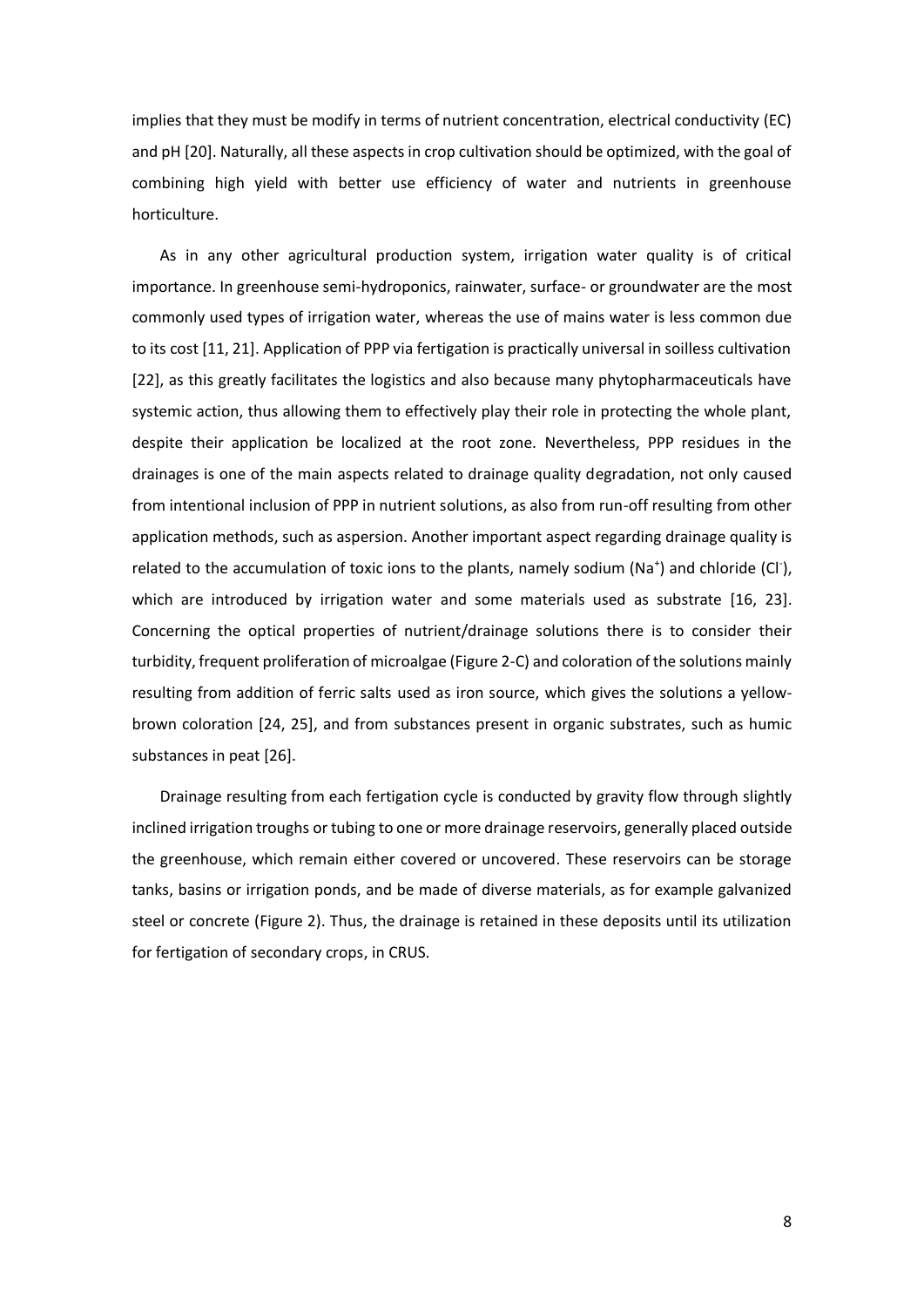implies that they must be modify in terms of nutrient concentration, electrical conductivity (EC) and pH [20]. Naturally, all these aspects in crop cultivation should be optimized, with the goal of combining high yield with better use efficiency of water and nutrients in greenhouse horticulture.

As in any other agricultural production system, irrigation water quality is of critical importance. In greenhouse semi-hydroponics, rainwater, surface- or groundwater are the most commonly used types of irrigation water, whereas the use of mains water is less common due to its cost [11, 21]. Application of PPP via fertigation is practically universal in soilless cultivation [22], as this greatly facilitates the logistics and also because many phytopharmaceuticals have systemic action, thus allowing them to effectively play their role in protecting the whole plant, despite their application be localized at the root zone. Nevertheless, PPP residues in the drainages is one of the main aspects related to drainage quality degradation, not only caused from intentional inclusion of PPP in nutrient solutions, as also from run-off resulting from other application methods, such as aspersion. Another important aspect regarding drainage quality is related to the accumulation of toxic ions to the plants, namely sodium ($Na^+$) and chloride ($Cl^-$), which are introduced by irrigation water and some materials used as substrate [16, 23]. Concerning the optical properties of nutrient/drainage solutions there is to consider their turbidity, frequent proliferation of microalgae (Figure 2-C) and coloration of the solutions mainly resulting from addition of ferric salts used as iron source, which gives the solutions a yellow-brown coloration [24, 25], and from substances present in organic substrates, such as humic substances in peat [26].

Drainage resulting from each fertigation cycle is conducted by gravity flow through slightly inclined irrigation troughs or tubing to one or more drainage reservoirs, generally placed outside the greenhouse, which remain either covered or uncovered. These reservoirs can be storage tanks, basins or irrigation ponds, and be made of diverse materials, as for example galvanized steel or concrete (Figure 2). Thus, the drainage is retained in these deposits until its utilization for fertigation of secondary crops, in CRUS.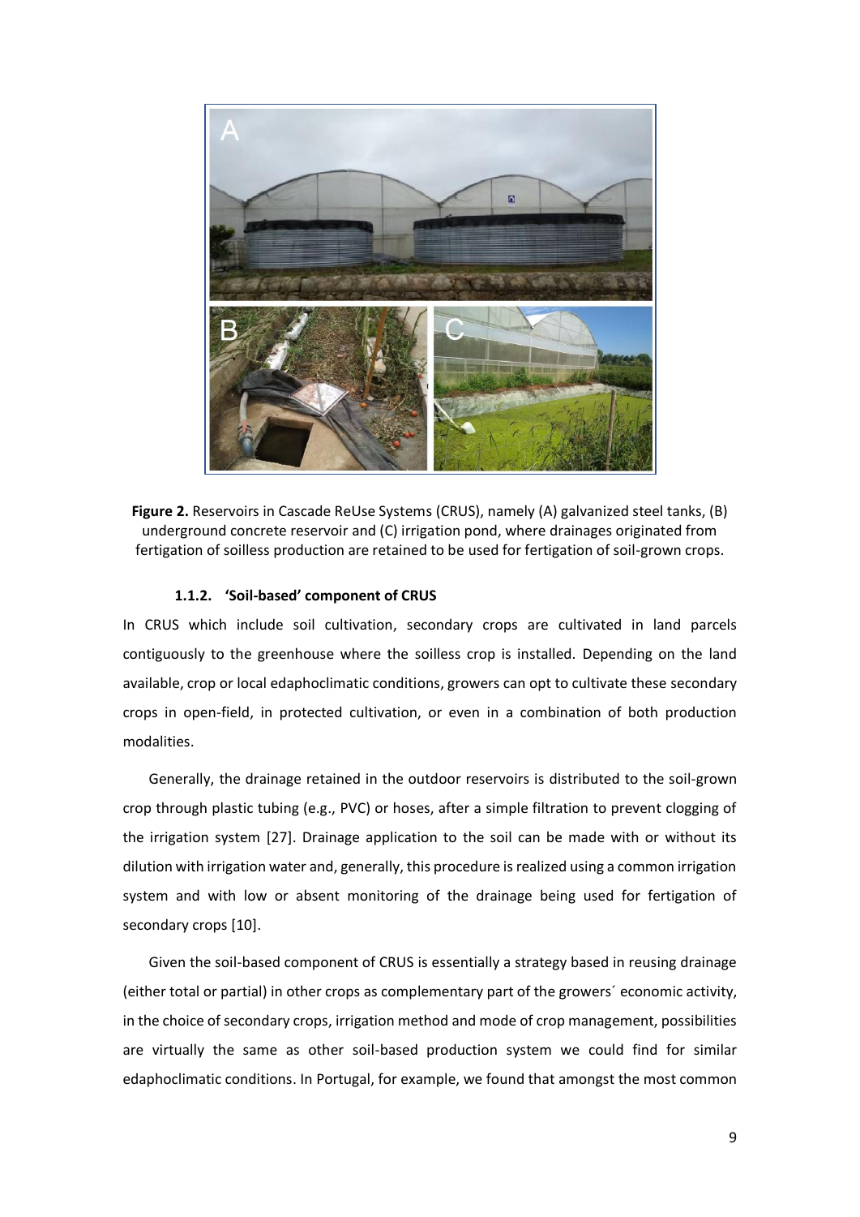**Figure 2.** Reservoirs in Cascade ReUse Systems (CRUS), namely (A) galvanized steel tanks, (B) underground concrete reservoir and (C) irrigation pond, where drainages originated from fertigation of soilless production are retained to be used for fertigation of soil-grown crops.

#### 1.1.2. 'Soil-based' component of CRUS

In CRUS which include soil cultivation, secondary crops are cultivated in land parcels contiguously to the greenhouse where the soilless crop is installed. Depending on the land available, crop or local edaphoclimatic conditions, growers can opt to cultivate these secondary crops in open-field, in protected cultivation, or even in a combination of both production modalities.

Generally, the drainage retained in the outdoor reservoirs is distributed to the soil-grown crop through plastic tubing (e.g., PVC) or hoses, after a simple filtration to prevent clogging of the irrigation system [27]. Drainage application to the soil can be made with or without its dilution with irrigation water and, generally, this procedure is realized using a common irrigation system and with low or absent monitoring of the drainage being used for fertigation of secondary crops [10].

Given the soil-based component of CRUS is essentially a strategy based in reusing drainage (either total or partial) in other crops as complementary part of the growers´ economic activity, in the choice of secondary crops, irrigation method and mode of crop management, possibilities are virtually the same as other soil-based production system we could find for similar edaphoclimatic conditions. In Portugal, for example, we found that amongst the most common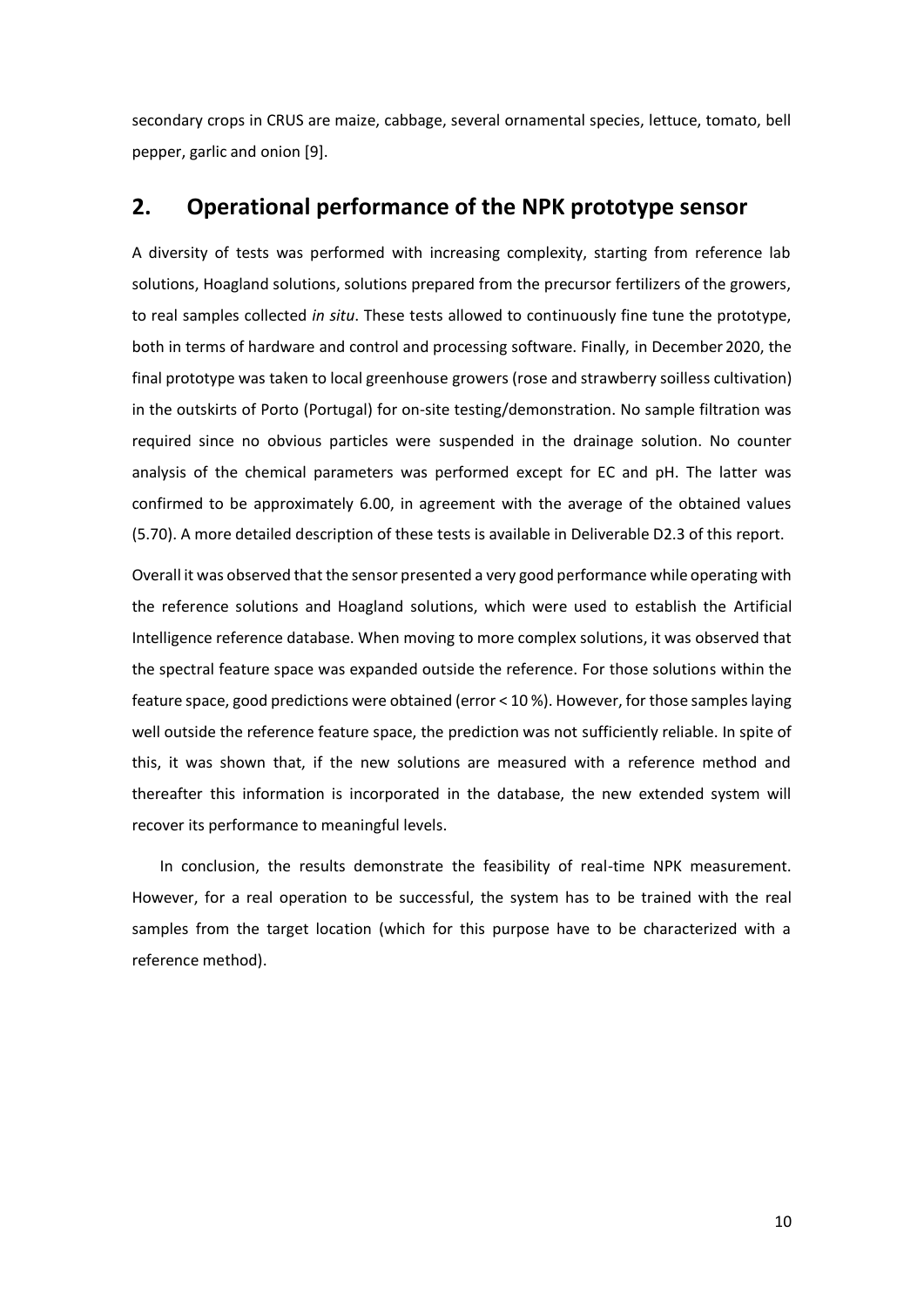secondary crops in CRUS are maize, cabbage, several ornamental species, lettuce, tomato, bell pepper, garlic and onion [9].

## 2. Operational performance of the NPK prototype sensor

A diversity of tests was performed with increasing complexity, starting from reference lab solutions, Hoagland solutions, solutions prepared from the precursor fertilizers of the growers, to real samples collected *in situ*. These tests allowed to continuously fine tune the prototype, both in terms of hardware and control and processing software. Finally, in December 2020, the final prototype was taken to local greenhouse growers (rose and strawberry soilless cultivation) in the outskirts of Porto (Portugal) for on-site testing/demonstration. No sample filtration was required since no obvious particles were suspended in the drainage solution. No counter analysis of the chemical parameters was performed except for EC and pH. The latter was confirmed to be approximately 6.00, in agreement with the average of the obtained values (5.70). A more detailed description of these tests is available in Deliverable D2.3 of this report.

Overall it was observed that the sensor presented a very good performance while operating with the reference solutions and Hoagland solutions, which were used to establish the Artificial Intelligence reference database. When moving to more complex solutions, it was observed that the spectral feature space was expanded outside the reference. For those solutions within the feature space, good predictions were obtained (error < 10 %). However, for those samples laying well outside the reference feature space, the prediction was not sufficiently reliable. In spite of this, it was shown that, if the new solutions are measured with a reference method and thereafter this information is incorporated in the database, the new extended system will recover its performance to meaningful levels.

In conclusion, the results demonstrate the feasibility of real-time NPK measurement. However, for a real operation to be successful, the system has to be trained with the real samples from the target location (which for this purpose have to be characterized with a reference method).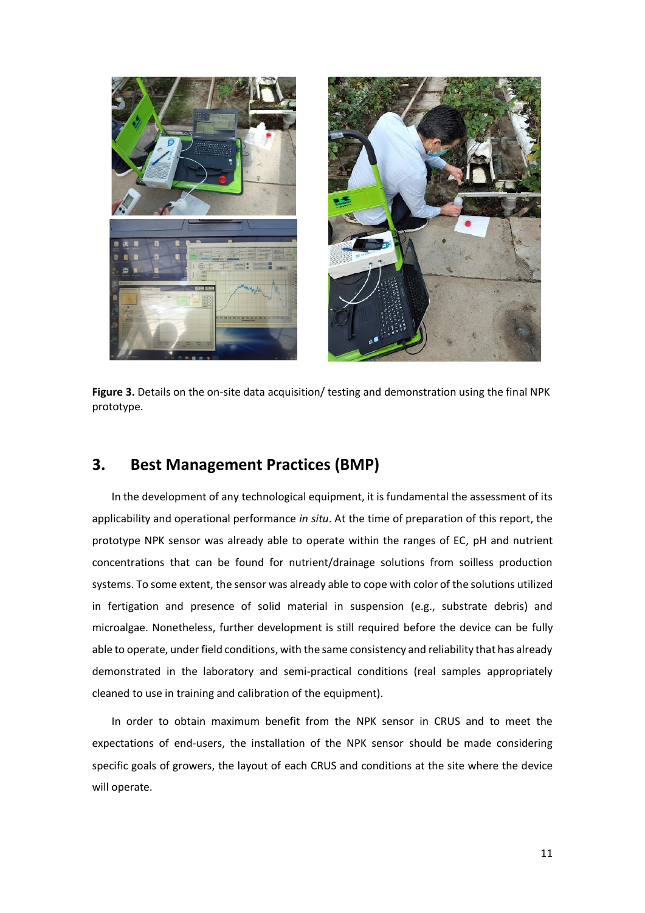**Figure 3.** Details on the on-site data acquisition/ testing and demonstration using the final NPK prototype.

## 3. Best Management Practices (BMP)

In the development of any technological equipment, it is fundamental the assessment of its applicability and operational performance *in situ*. At the time of preparation of this report, the prototype NPK sensor was already able to operate within the ranges of EC, pH and nutrient concentrations that can be found for nutrient/drainage solutions from soilless production systems. To some extent, the sensor was already able to cope with color of the solutions utilized in fertigation and presence of solid material in suspension (e.g., substrate debris) and microalgae. Nonetheless, further development is still required before the device can be fully able to operate, under field conditions, with the same consistency and reliability that has already demonstrated in the laboratory and semi-practical conditions (real samples appropriately cleaned to use in training and calibration of the equipment).

In order to obtain maximum benefit from the NPK sensor in CRUS and to meet the expectations of end-users, the installation of the NPK sensor should be made considering specific goals of growers, the layout of each CRUS and conditions at the site where the device will operate.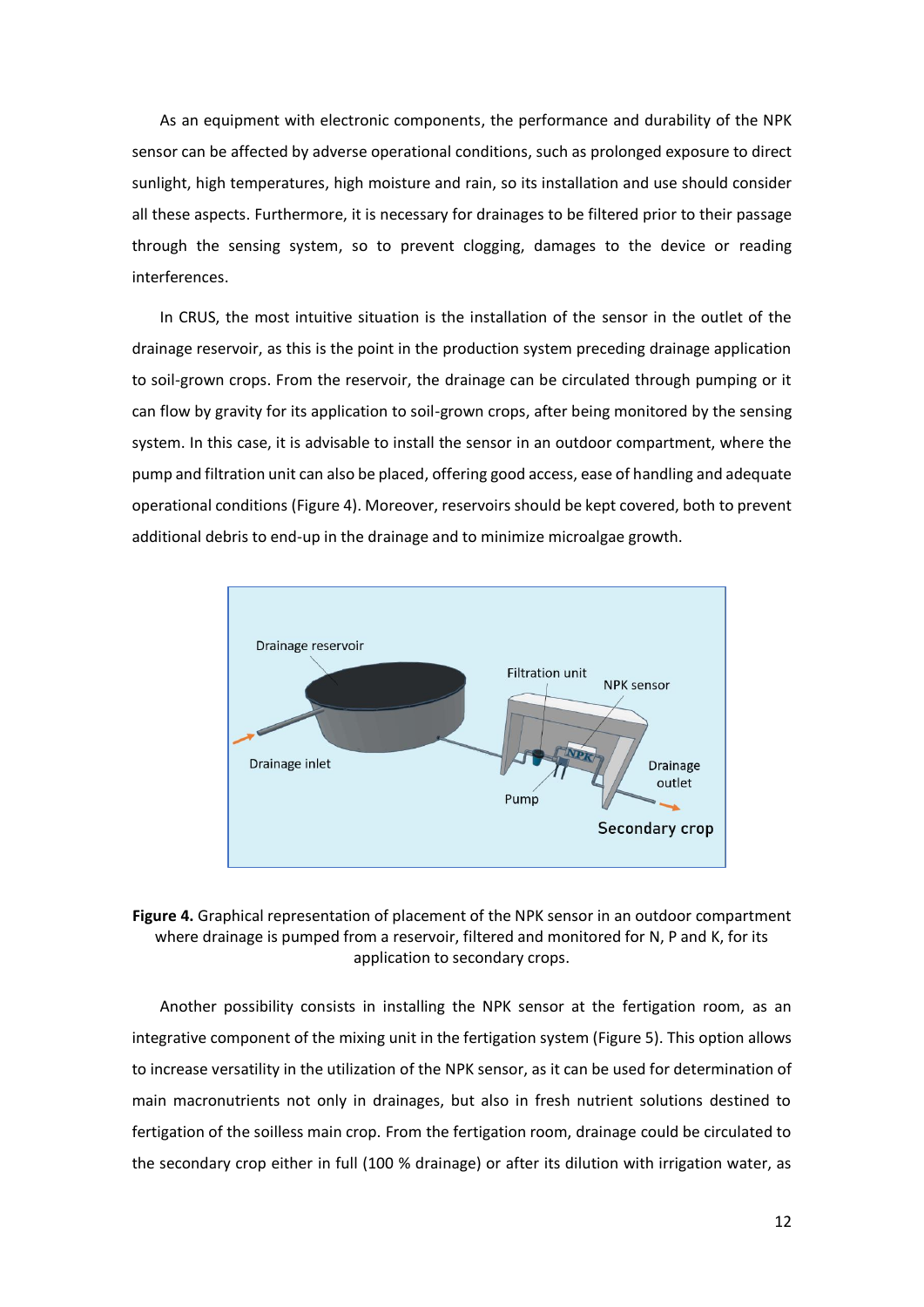As an equipment with electronic components, the performance and durability of the NPK sensor can be affected by adverse operational conditions, such as prolonged exposure to direct sunlight, high temperatures, high moisture and rain, so its installation and use should consider all these aspects. Furthermore, it is necessary for drainages to be filtered prior to their passage through the sensing system, so to prevent clogging, damages to the device or reading interferences.

In CRUS, the most intuitive situation is the installation of the sensor in the outlet of the drainage reservoir, as this is the point in the production system preceding drainage application to soil-grown crops. From the reservoir, the drainage can be circulated through pumping or it can flow by gravity for its application to soil-grown crops, after being monitored by the sensing system. In this case, it is advisable to install the sensor in an outdoor compartment, where the pump and filtration unit can also be placed, offering good access, ease of handling and adequate operational conditions (Figure 4). Moreover, reservoirs should be kept covered, both to prevent additional debris to end-up in the drainage and to minimize microalgae growth.

**Figure 4.** Graphical representation of placement of the NPK sensor in an outdoor compartment where drainage is pumped from a reservoir, filtered and monitored for N, P and K, for its application to secondary crops.

Another possibility consists in installing the NPK sensor at the fertigation room, as an integrative component of the mixing unit in the fertigation system (Figure 5). This option allows to increase versatility in the utilization of the NPK sensor, as it can be used for determination of main macronutrients not only in drainages, but also in fresh nutrient solutions destined to fertigation of the soilless main crop. From the fertigation room, drainage could be circulated to the secondary crop either in full (100 % drainage) or after its dilution with irrigation water, as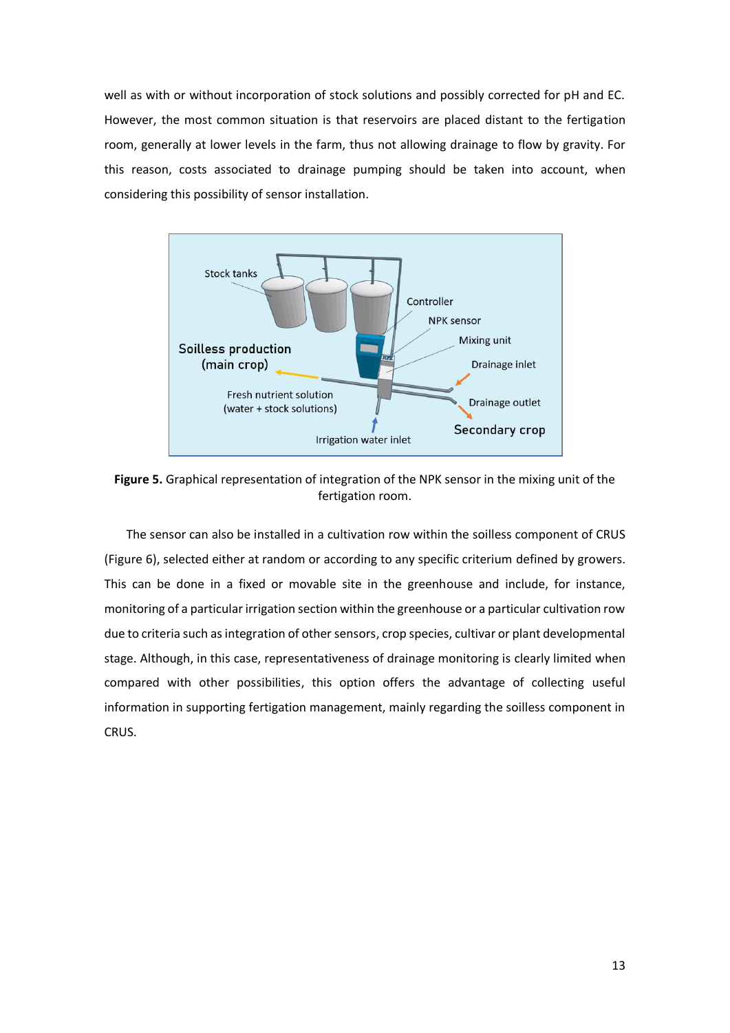well as with or without incorporation of stock solutions and possibly corrected for pH and EC. However, the most common situation is that reservoirs are placed distant to the fertigation room, generally at lower levels in the farm, thus not allowing drainage to flow by gravity. For this reason, costs associated to drainage pumping should be taken into account, when considering this possibility of sensor installation.

**Figure 5.** Graphical representation of integration of the NPK sensor in the mixing unit of the fertigation room.

The sensor can also be installed in a cultivation row within the soilless component of CRUS (Figure 6), selected either at random or according to any specific criterium defined by growers. This can be done in a fixed or movable site in the greenhouse and include, for instance, monitoring of a particular irrigation section within the greenhouse or a particular cultivation row due to criteria such as integration of other sensors, crop species, cultivar or plant developmental stage. Although, in this case, representativeness of drainage monitoring is clearly limited when compared with other possibilities, this option offers the advantage of collecting useful information in supporting fertigation management, mainly regarding the soilless component in CRUS.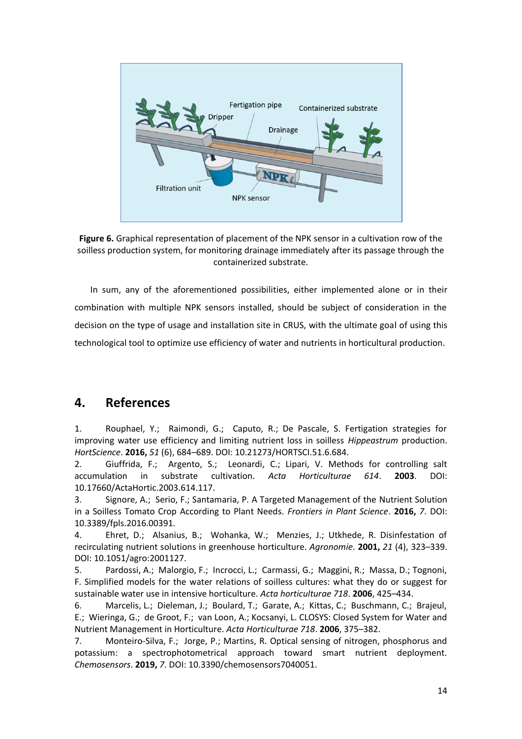**Figure 6.** Graphical representation of placement of the NPK sensor in a cultivation row of the soilless production system, for monitoring drainage immediately after its passage through the containerized substrate.

In sum, any of the aforementioned possibilities, either implemented alone or in their combination with multiple NPK sensors installed, should be subject of consideration in the decision on the type of usage and installation site in CRUS, with the ultimate goal of using this technological tool to optimize use efficiency of water and nutrients in horticultural production.

## 4. References

1. Rouphael, Y.; Raimondi, G.; Caputo, R.; De Pascale, S. Fertigation strategies for improving water use efficiency and limiting nutrient loss in soilless *Hippeastrum* production. *HortScience*. **2016,** *51* (6), 684–689. DOI: 10.21273/HORTSCI.51.6.684.
2. Giuffrida, F.; Argento, S.; Leonardi, C.; Lipari, V. Methods for controlling salt accumulation in substrate cultivation. *Acta Horticulturae 614*. **2003**. DOI: 10.17660/ActaHortic.2003.614.117.
3. Signore, A.; Serio, F.; Santamaria, P. A Targeted Management of the Nutrient Solution in a Soilless Tomato Crop According to Plant Needs. *Frontiers in Plant Science*. **2016,** *7*. DOI: 10.3389/fpls.2016.00391.
4. Ehret, D.; Alsanius, B.; Wohanka, W.; Menzies, J.; Utkhede, R. Disinfestation of recirculating nutrient solutions in greenhouse horticulture. *Agronomie*. **2001,** *21* (4), 323–339. DOI: 10.1051/agro:2001127.
5. Pardossi, A.; Malorgio, F.; Incrocci, L.; Carmassi, G.; Maggini, R.; Massa, D.; Tognoni, F. Simplified models for the water relations of soilless cultures: what they do or suggest for sustainable water use in intensive horticulture. *Acta horticulturae 718*. **2006**, 425–434.
6. Marcelis, L.; Dieleman, J.; Boulard, T.; Garate, A.; Kittas, C.; Buschmann, C.; Brajeul, E.; Wieringa, G.; de Groot, F.; van Loon, A.; Kocsanyi, L. CLOSYS: Closed System for Water and Nutrient Management in Horticulture. *Acta Horticulturae 718*. **2006**, 375–382.
7. Monteiro-Silva, F.; Jorge, P.; Martins, R. Optical sensing of nitrogen, phosphorus and potassium: a spectrophotometrical approach toward smart nutrient deployment. *Chemosensors*. **2019,** *7*. DOI: 10.3390/chemosensors7040051.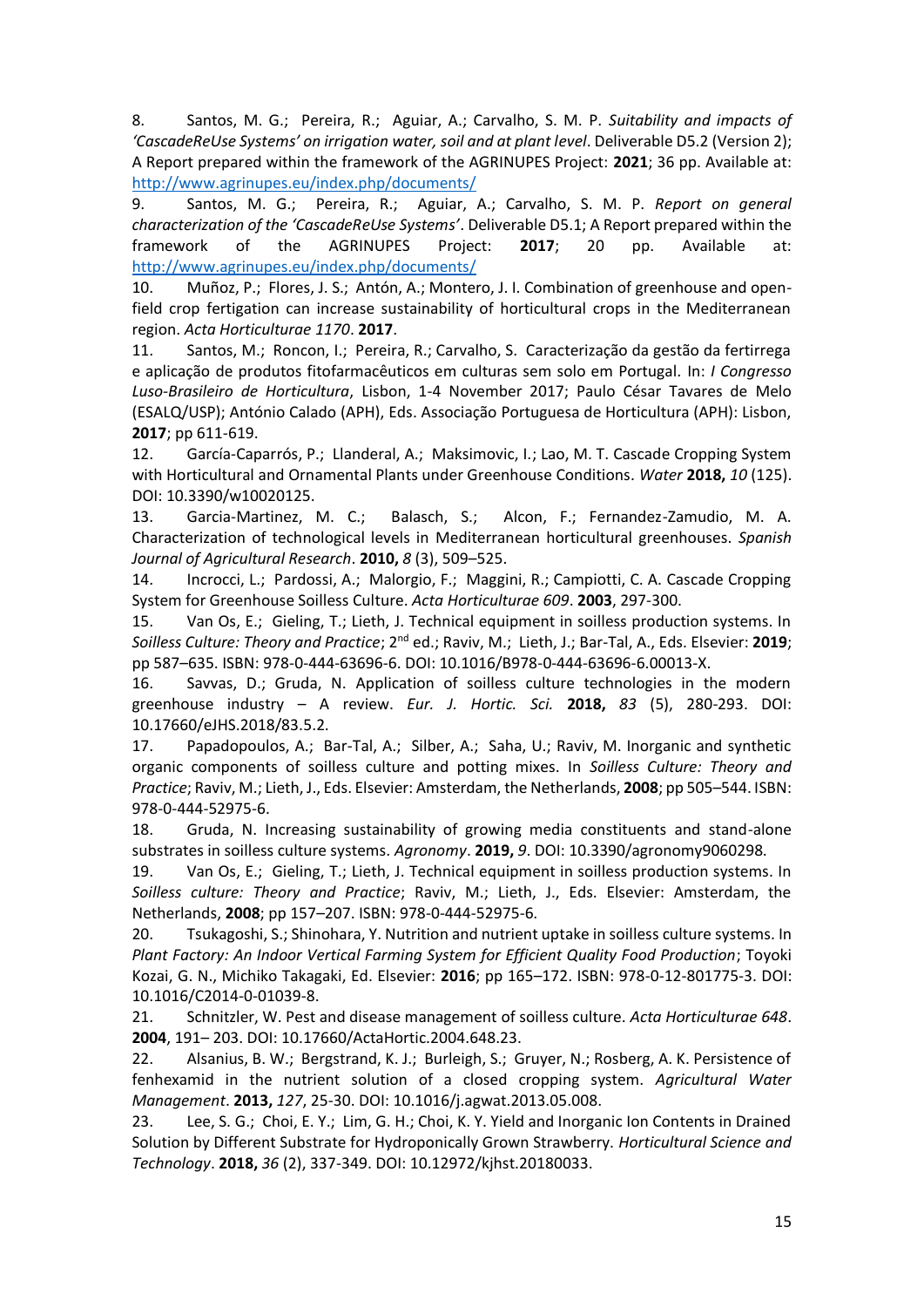8. Santos, M. G.; Pereira, R.; Aguiar, A.; Carvalho, S. M. P. *Suitability and impacts of 'CascadeReUse Systems' on irrigation water, soil and at plant level*. Deliverable D5.2 (Version 2); A Report prepared within the framework of the AGRINUPES Project: **2021**; 36 pp. Available at: http://www.agrinupes.eu/index.php/documents/

9. Santos, M. G.; Pereira, R.; Aguiar, A.; Carvalho, S. M. P. *Report on general characterization of the 'CascadeReUse Systems'*. Deliverable D5.1; A Report prepared within the framework of the AGRINUPES Project: **2017**; 20 pp. Available at: http://www.agrinupes.eu/index.php/documents/

10. Muñoz, P.; Flores, J. S.; Antón, A.; Montero, J. I. Combination of greenhouse and open-field crop fertigation can increase sustainability of horticultural crops in the Mediterranean region. *Acta Horticulturae 1170*. **2017**.

11. Santos, M.; Roncon, I.; Pereira, R.; Carvalho, S. Caracterização da gestão da fertirrega e aplicação de produtos fitofarmacêuticos em culturas sem solo em Portugal. In: *I Congresso Luso-Brasileiro de Horticultura*, Lisbon, 1-4 November 2017; Paulo César Tavares de Melo (ESALQ/USP); António Calado (APH), Eds. Associação Portuguesa de Horticultura (APH): Lisbon, **2017**; pp 611-619.

12. García-Caparrós, P.; Llanderal, A.; Maksimovic, I.; Lao, M. T. Cascade Cropping System with Horticultural and Ornamental Plants under Greenhouse Conditions. *Water* **2018,** *10* (125). DOI: 10.3390/w10020125.

13. Garcia-Martinez, M. C.; Balasch, S.; Alcon, F.; Fernandez-Zamudio, M. A. Characterization of technological levels in Mediterranean horticultural greenhouses. *Spanish Journal of Agricultural Research*. **2010,** *8* (3), 509–525.

14. Incrocci, L.; Pardossi, A.; Malorgio, F.; Maggini, R.; Campiotti, C. A. Cascade Cropping System for Greenhouse Soilless Culture. *Acta Horticulturae 609*. **2003**, 297-300.

15. Van Os, E.; Gieling, T.; Lieth, J. Technical equipment in soilless production systems. In *Soilless Culture: Theory and Practice*; 2nd ed.; Raviv, M.; Lieth, J.; Bar-Tal, A., Eds. Elsevier: **2019**; pp 587–635. ISBN: 978-0-444-63696-6. DOI: 10.1016/B978-0-444-63696-6.00013-X.

16. Savvas, D.; Gruda, N. Application of soilless culture technologies in the modern greenhouse industry – A review. *Eur. J. Hortic. Sci.* **2018,** *83* (5), 280-293. DOI: 10.17660/eJHS.2018/83.5.2.

17. Papadopoulos, A.; Bar-Tal, A.; Silber, A.; Saha, U.; Raviv, M. Inorganic and synthetic organic components of soilless culture and potting mixes. In *Soilless Culture: Theory and Practice*; Raviv, M.; Lieth, J., Eds. Elsevier: Amsterdam, the Netherlands, **2008**; pp 505–544. ISBN: 978-0-444-52975-6.

18. Gruda, N. Increasing sustainability of growing media constituents and stand-alone substrates in soilless culture systems. *Agronomy*. **2019,** *9*. DOI: 10.3390/agronomy9060298.

19. Van Os, E.; Gieling, T.; Lieth, J. Technical equipment in soilless production systems. In *Soilless culture: Theory and Practice*; Raviv, M.; Lieth, J., Eds. Elsevier: Amsterdam, the Netherlands, **2008**; pp 157–207. ISBN: 978-0-444-52975-6.

20. Tsukagoshi, S.; Shinohara, Y. Nutrition and nutrient uptake in soilless culture systems. In *Plant Factory: An Indoor Vertical Farming System for Efficient Quality Food Production*; Toyoki Kozai, G. N., Michiko Takagaki, Ed. Elsevier: **2016**; pp 165–172. ISBN: 978-0-12-801775-3. DOI: 10.1016/C2014-0-01039-8.

21. Schnitzler, W. Pest and disease management of soilless culture. *Acta Horticulturae 648*. **2004**, 191– 203. DOI: 10.17660/ActaHortic.2004.648.23.

22. Alsanius, B. W.; Bergstrand, K. J.; Burleigh, S.; Gruyer, N.; Rosberg, A. K. Persistence of fenhexamid in the nutrient solution of a closed cropping system. *Agricultural Water Management*. **2013,** *127*, 25-30. DOI: 10.1016/j.agwat.2013.05.008.

23. Lee, S. G.; Choi, E. Y.; Lim, G. H.; Choi, K. Y. Yield and Inorganic Ion Contents in Drained Solution by Different Substrate for Hydroponically Grown Strawberry. *Horticultural Science and Technology*. **2018,** *36* (2), 337-349. DOI: 10.12972/kjhst.20180033.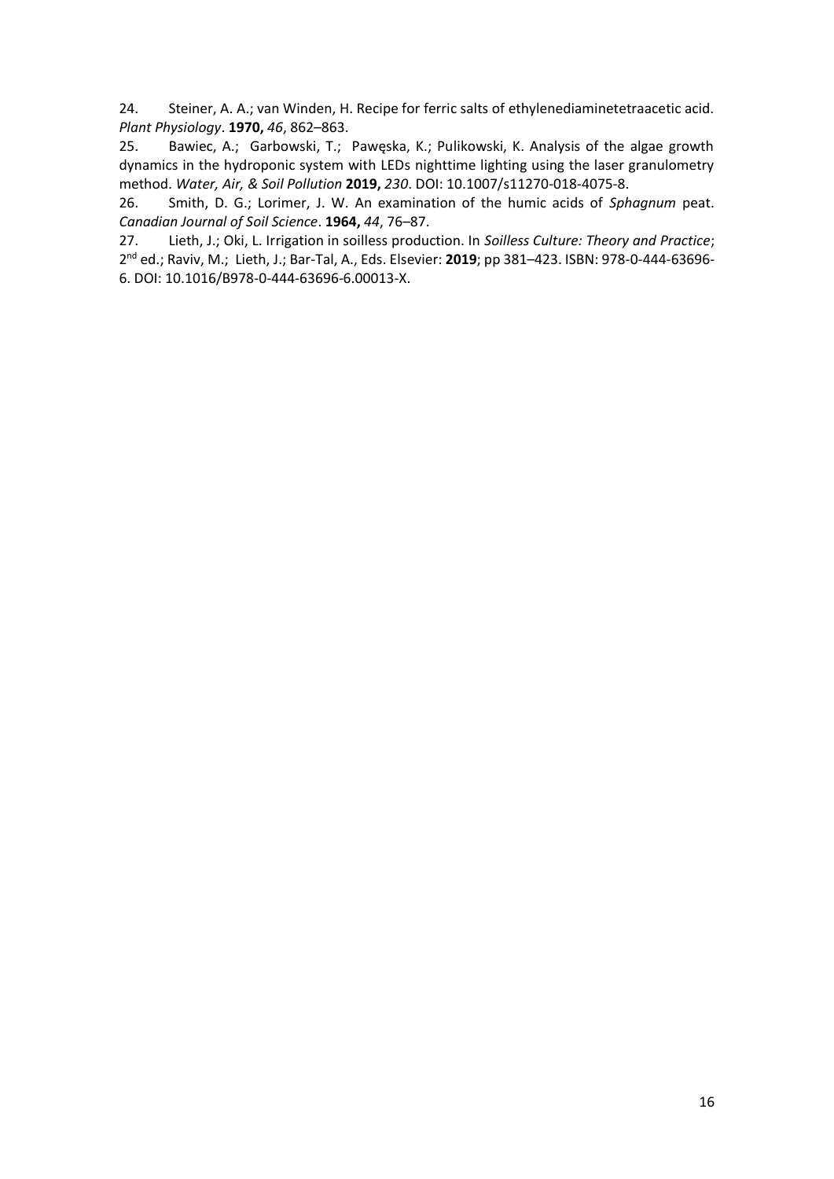24. Steiner, A. A.; van Winden, H. Recipe for ferric salts of ethylenediaminetetraacetic acid. *Plant Physiology*. **1970,** *46*, 862–863.
25. Bawiec, A.; Garbowski, T.; Pawęska, K.; Pulikowski, K. Analysis of the algae growth dynamics in the hydroponic system with LEDs nighttime lighting using the laser granulometry method. *Water, Air, & Soil Pollution* **2019,** *230*. DOI: 10.1007/s11270-018-4075-8.
26. Smith, D. G.; Lorimer, J. W. An examination of the humic acids of *Sphagnum* peat. *Canadian Journal of Soil Science*. **1964,** *44*, 76–87.
27. Lieth, J.; Oki, L. Irrigation in soilless production. In *Soilless Culture: Theory and Practice*; 2nd ed.; Raviv, M.; Lieth, J.; Bar-Tal, A., Eds. Elsevier: **2019**; pp 381–423. ISBN: 978-0-444-63696-6. DOI: 10.1016/B978-0-444-63696-6.00013-X.